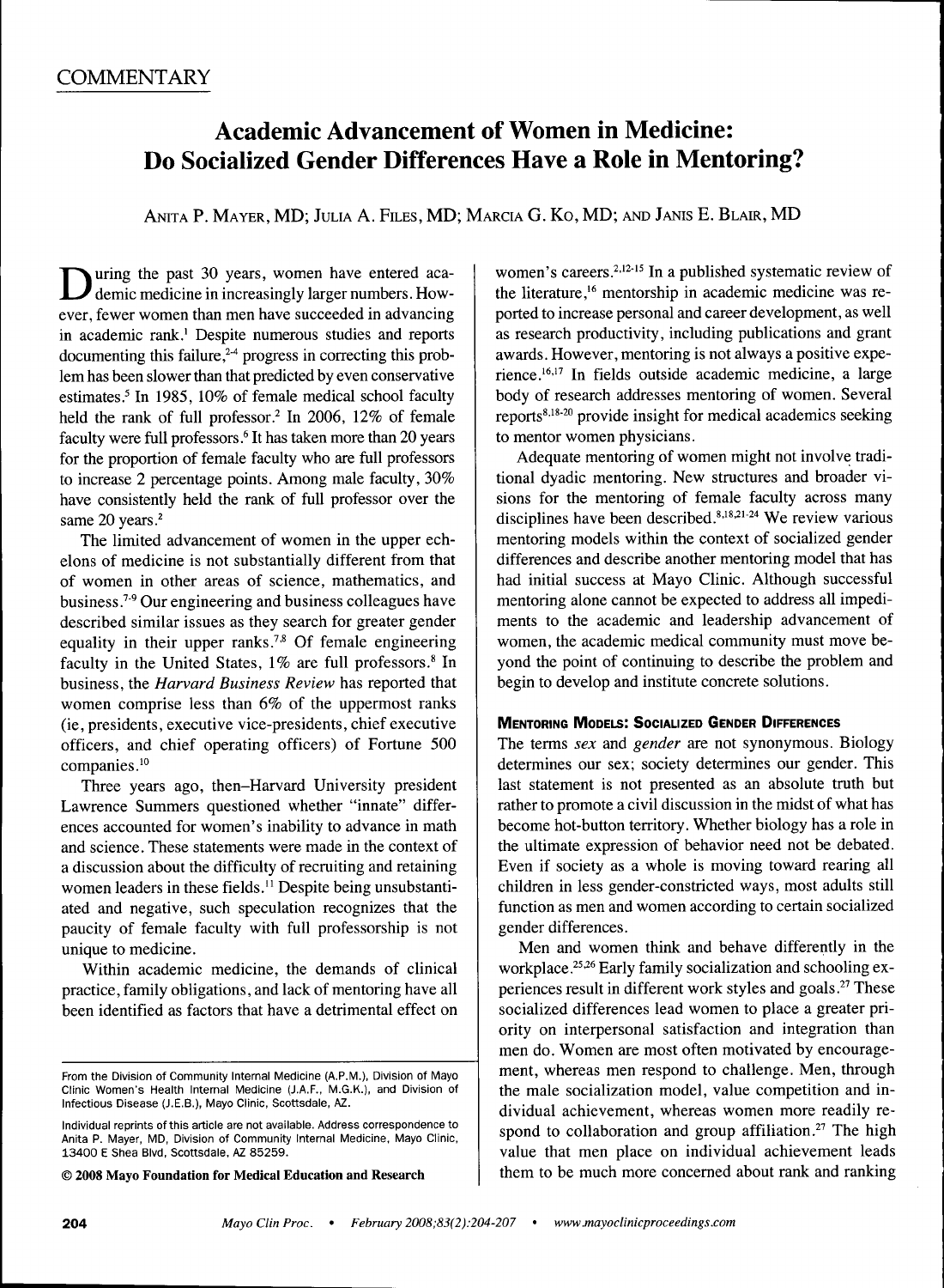COMMENTARY

# Academic Advancement of Women in Medicine: Do Socialized Gender Differences Have a Role in Mentoring?

ANITA P. MAYER, MD; JULIA A. FILES, MD; MARCIA G. KO, MD; AND JANIS E. BLAIR, MD

During the past 30 years, women have entered academic medicine in increasingly larger numbers. However, fewer women than men have succeeded in advancing in academic rank.[1] Despite numerous studies and reports documenting this failure,[2-4] progress in correcting this problem has been slower than that predicted by even conservative estimates.[5] In 1985, 10% of female medical school faculty held the rank of full professor.[2] In 2006, 12% of female faculty were full professors.[6] It has taken more than 20 years for the proportion of female faculty who are full professors to increase 2 percentage points. Among male faculty, 30% have consistently held the rank of full professor over the same 20 years.[2]

The limited advancement of women in the upper echelons of medicine is not substantially different from that of women in other areas of science, mathematics, and business.[7-9] Our engineering and business colleagues have described similar issues as they search for greater gender equality in their upper ranks.[7,8] Of female engineering faculty in the United States, 1% are full professors.[8] In business, the *Harvard Business Review* has reported that women comprise less than 6% of the uppermost ranks (ie, presidents, executive vice-presidents, chief executive officers, and chief operating officers) of Fortune 500 companies.[10]

Three years ago, then–Harvard University president Lawrence Summers questioned whether "innate" differences accounted for women's inability to advance in math and science. These statements were made in the context of a discussion about the difficulty of recruiting and retaining women leaders in these fields.[11] Despite being unsubstantiated and negative, such speculation recognizes that the paucity of female faculty with full professorship is not unique to medicine.

Within academic medicine, the demands of clinical practice, family obligations, and lack of mentoring have all been identified as factors that have a detrimental effect on women's careers.[2,12-15] In a published systematic review of the literature,[16] mentorship in academic medicine was reported to increase personal and career development, as well as research productivity, including publications and grant awards. However, mentoring is not always a positive experience.[16,17] In fields outside academic medicine, a large body of research addresses mentoring of women. Several reports[8,18-20] provide insight for medical academics seeking to mentor women physicians.

Adequate mentoring of women might not involve traditional dyadic mentoring. New structures and broader visions for the mentoring of female faculty across many disciplines have been described.[8,18,21-24] We review various mentoring models within the context of socialized gender differences and describe another mentoring model that has had initial success at Mayo Clinic. Although successful mentoring alone cannot be expected to address all impediments to the academic and leadership advancement of women, the academic medical community must move beyond the point of continuing to describe the problem and begin to develop and institute concrete solutions.

## MENTORING MODELS: SOCIALIZED GENDER DIFFERENCES

The terms *sex* and *gender* are not synonymous. Biology determines our sex; society determines our gender. This last statement is not presented as an absolute truth but rather to promote a civil discussion in the midst of what has become hot-button territory. Whether biology has a role in the ultimate expression of behavior need not be debated. Even if society as a whole is moving toward rearing all children in less gender-constricted ways, most adults still function as men and women according to certain socialized gender differences.

Men and women think and behave differently in the workplace.[25,26] Early family socialization and schooling experiences result in different work styles and goals.[27] These socialized differences lead women to place a greater priority on interpersonal satisfaction and integration than men do. Women are most often motivated by encouragement, whereas men respond to challenge. Men, through the male socialization model, value competition and individual achievement, whereas women more readily respond to collaboration and group affiliation.[27] The high value that men place on individual achievement leads them to be much more concerned about rank and ranking

From the Division of Community Internal Medicine (A.P.M.), Division of Mayo Clinic Women's Health Internal Medicine (J.A.F., M.G.K.), and Division of Infectious Disease (J.E.B.), Mayo Clinic, Scottsdale, AZ.

Individual reprints of this article are not available. Address correspondence to Anita P. Mayer, MD, Division of Community Internal Medicine, Mayo Clinic, 13400 E Shea Blvd, Scottsdale, AZ 85259.

**© 2008 Mayo Foundation for Medical Education and Research**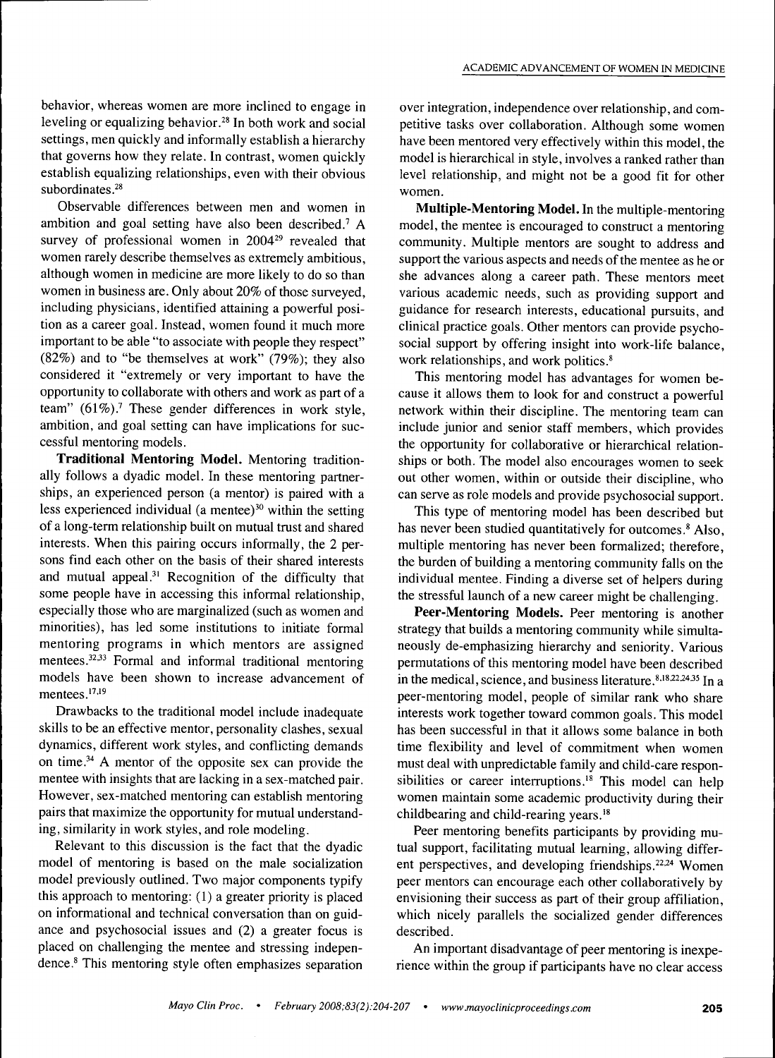behavior, whereas women are more inclined to engage in leveling or equalizing behavior.[28] In both work and social settings, men quickly and informally establish a hierarchy that governs how they relate. In contrast, women quickly establish equalizing relationships, even with their obvious subordinates.[28]

Observable differences between men and women in ambition and goal setting have also been described.[7] A survey of professional women in 2004[29] revealed that women rarely describe themselves as extremely ambitious, although women in medicine are more likely to do so than women in business are. Only about 20% of those surveyed, including physicians, identified attaining a powerful position as a career goal. Instead, women found it much more important to be able "to associate with people they respect" (82%) and to "be themselves at work" (79%); they also considered it "extremely or very important to have the opportunity to collaborate with others and work as part of a team" (61%).[7] These gender differences in work style, ambition, and goal setting can have implications for successful mentoring models.

**Traditional Mentoring Model.** Mentoring traditionally follows a dyadic model. In these mentoring partnerships, an experienced person (a mentor) is paired with a less experienced individual (a mentee)[30] within the setting of a long-term relationship built on mutual trust and shared interests. When this pairing occurs informally, the 2 persons find each other on the basis of their shared interests and mutual appeal.[31] Recognition of the difficulty that some people have in accessing this informal relationship, especially those who are marginalized (such as women and minorities), has led some institutions to initiate formal mentoring programs in which mentors are assigned mentees.[32,33] Formal and informal traditional mentoring models have been shown to increase advancement of mentees.[17,19]

Drawbacks to the traditional model include inadequate skills to be an effective mentor, personality clashes, sexual dynamics, different work styles, and conflicting demands on time.[34] A mentor of the opposite sex can provide the mentee with insights that are lacking in a sex-matched pair. However, sex-matched mentoring can establish mentoring pairs that maximize the opportunity for mutual understanding, similarity in work styles, and role modeling.

Relevant to this discussion is the fact that the dyadic model of mentoring is based on the male socialization model previously outlined. Two major components typify this approach to mentoring: (1) a greater priority is placed on informational and technical conversation than on guidance and psychosocial issues and (2) a greater focus is placed on challenging the mentee and stressing independence.[8] This mentoring style often emphasizes separation over integration, independence over relationship, and competitive tasks over collaboration. Although some women have been mentored very effectively within this model, the model is hierarchical in style, involves a ranked rather than level relationship, and might not be a good fit for other women.

**Multiple-Mentoring Model.** In the multiple-mentoring model, the mentee is encouraged to construct a mentoring community. Multiple mentors are sought to address and support the various aspects and needs of the mentee as he or she advances along a career path. These mentors meet various academic needs, such as providing support and guidance for research interests, educational pursuits, and clinical practice goals. Other mentors can provide psychosocial support by offering insight into work-life balance, work relationships, and work politics.[8]

This mentoring model has advantages for women because it allows them to look for and construct a powerful network within their discipline. The mentoring team can include junior and senior staff members, which provides the opportunity for collaborative or hierarchical relationships or both. The model also encourages women to seek out other women, within or outside their discipline, who can serve as role models and provide psychosocial support.

This type of mentoring model has been described but has never been studied quantitatively for outcomes.[8] Also, multiple mentoring has never been formalized; therefore, the burden of building a mentoring community falls on the individual mentee. Finding a diverse set of helpers during the stressful launch of a new career might be challenging.

**Peer-Mentoring Models.** Peer mentoring is another strategy that builds a mentoring community while simultaneously de-emphasizing hierarchy and seniority. Various permutations of this mentoring model have been described in the medical, science, and business literature.[8,18,22,24,35] In a peer-mentoring model, people of similar rank who share interests work together toward common goals. This model has been successful in that it allows some balance in both time flexibility and level of commitment when women must deal with unpredictable family and child-care responsibilities or career interruptions.[18] This model can help women maintain some academic productivity during their childbearing and child-rearing years.[18]

Peer mentoring benefits participants by providing mutual support, facilitating mutual learning, allowing different perspectives, and developing friendships.[22,24] Women peer mentors can encourage each other collaboratively by envisioning their success as part of their group affiliation, which nicely parallels the socialized gender differences described.

An important disadvantage of peer mentoring is inexperience within the group if participants have no clear access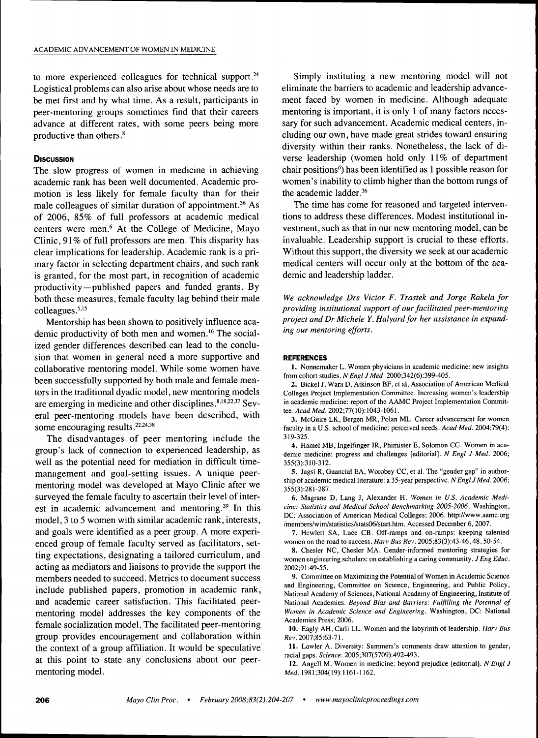to more experienced colleagues for technical support.[24] Logistical problems can also arise about whose needs are to be met first and by what time. As a result, participants in peer-mentoring groups sometimes find that their careers advance at different rates, with some peers being more productive than others.[8]

## Discussion

The slow progress of women in medicine in achieving academic rank has been well documented. Academic promotion is less likely for female faculty than for their male colleagues of similar duration of appointment.[36] As of 2006, 85% of full professors at academic medical centers were men.[6] At the College of Medicine, Mayo Clinic, 91% of full professors are men. This disparity has clear implications for leadership. Academic rank is a primary factor in selecting department chairs, and such rank is granted, for the most part, in recognition of academic productivity—published papers and funded grants. By both these measures, female faculty lag behind their male colleagues.[5,15]

Mentorship has been shown to positively influence academic productivity of both men and women.[16] The socialized gender differences described can lead to the conclusion that women in general need a more supportive and collaborative mentoring model. While some women have been successfully supported by both male and female mentors in the traditional dyadic model, new mentoring models are emerging in medicine and other disciplines.[8,18,22,37] Several peer-mentoring models have been described, with some encouraging results.[22,24,38]

The disadvantages of peer mentoring include the group's lack of connection to experienced leadership, as well as the potential need for mediation in difficult time-management and goal-setting issues. A unique peer-mentoring model was developed at Mayo Clinic after we surveyed the female faculty to ascertain their level of interest in academic advancement and mentoring.[39] In this model, 3 to 5 women with similar academic rank, interests, and goals were identified as a peer group. A more experienced group of female faculty served as facilitators, setting expectations, designating a tailored curriculum, and acting as mediators and liaisons to provide the support the members needed to succeed. Metrics to document success include published papers, promotion in academic rank, and academic career satisfaction. This facilitated peer-mentoring model addresses the key components of the female socialization model. The facilitated peer-mentoring group provides encouragement and collaboration within the context of a group affiliation. It would be speculative at this point to state any conclusions about our peer-mentoring model.

Simply instituting a new mentoring model will not eliminate the barriers to academic and leadership advancement faced by women in medicine. Although adequate mentoring is important, it is only 1 of many factors necessary for such advancement. Academic medical centers, including our own, have made great strides toward ensuring diversity within their ranks. Nonetheless, the lack of diverse leadership (women hold only 11% of department chair positions[6]) has been identified as 1 possible reason for women's inability to climb higher than the bottom rungs of the academic ladder.[36]

The time has come for reasoned and targeted interventions to address these differences. Modest institutional investment, such as that in our new mentoring model, can be invaluable. Leadership support is crucial to these efforts. Without this support, the diversity we seek at our academic medical centers will occur only at the bottom of the academic and leadership ladder.

*We acknowledge Drs Victor F. Trastek and Jorge Rakela for providing institutional support of our facilitated peer-mentoring project and Dr Michele Y. Halyard for her assistance in expanding our mentoring efforts.*

## REFERENCES

1. Nonnemaker L. Women physicians in academic medicine: new insights from cohort studies. *N Engl J Med.* 2000;342(6):399-405.
2. Bickel J, Wara D, Atkinson BF, et al, Association of American Medical Colleges Project Implementation Committee. Increasing women's leadership in academic medicine: report of the AAMC Project Implementation Committee. *Acad Med.* 2002;77(10):1043-1061.
3. McGuire LK, Bergen MR, Polan ML. Career advancement for women faculty in a U.S. school of medicine: perceived needs. *Acad Med.* 2004;79(4):319-325.
4. Hamel MB, Ingelfinger JR, Phimister E, Solomon CG. Women in academic medicine: progress and challenges [editorial]. *N Engl J Med.* 2006;355(3):310-312.
5. Jagsi R, Guancial EA, Worobey CC, et al. The "gender gap" in authorship of academic medical literature: a 35-year perspective. *N Engl J Med.* 2006;355(3):281-287.
6. Magrane D, Lang J, Alexander H. *Women in U.S. Academic Medicine: Statistics and Medical School Benchmarking 2005-2006.* Washington, DC: Association of American Medical Colleges; 2006. http://www.aamc.org/members/wim/statistics/stats06/start.htm. Accessed December 6, 2007.
7. Hewlett SA, Luce CB. Off-ramps and on-ramps: keeping talented women on the road to success. *Harv Bus Rev.* 2005;83(3):43-46, 48, 50-54.
8. Chesler NC, Chesler MA. Gender-informed mentoring strategies for women engineering scholars: on establishing a caring community. *J Eng Educ.* 2002;91:49-55.
9. Committee on Maximizing the Potential of Women in Academic Science and Engineering, Committee on Science, Engineering, and Public Policy, National Academy of Sciences, National Academy of Engineering, Institute of National Academies. *Beyond Bias and Barriers: Fulfilling the Potential of Women in Academic Science and Engineering.* Washington, DC: National Academies Press; 2006.
10. Eagly AH, Carli LL. Women and the labyrinth of leadership. *Harv Bus Rev.* 2007;85:63-71.
11. Lawler A. Diversity: Summers's comments draw attention to gender, racial gaps. *Science.* 2005;307(5709):492-493.
12. Angell M. Women in medicine: beyond prejudice [editorial]. *N Engl J Med.* 1981;304(19):1161-1162.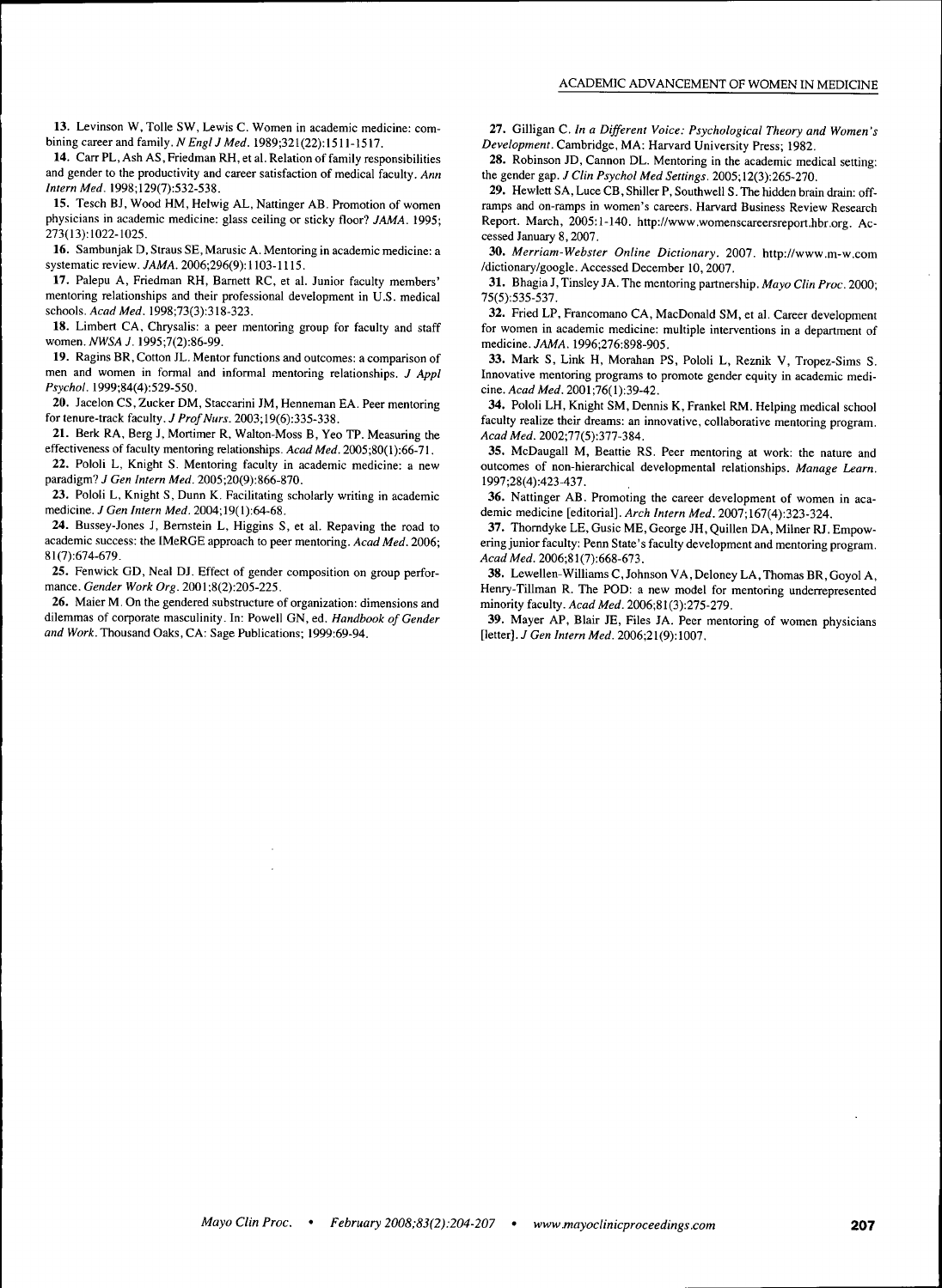13. Levinson W, Tolle SW, Lewis C. Women in academic medicine: combining career and family. *N Engl J Med.* 1989;321(22):1511-1517.

14. Carr PL, Ash AS, Friedman RH, et al. Relation of family responsibilities and gender to the productivity and career satisfaction of medical faculty. *Ann Intern Med.* 1998;129(7):532-538.

15. Tesch BJ, Wood HM, Helwig AL, Nattinger AB. Promotion of women physicians in academic medicine: glass ceiling or sticky floor? *JAMA.* 1995; 273(13):1022-1025.

16. Sambunjak D, Straus SE, Marusic A. Mentoring in academic medicine: a systematic review. *JAMA.* 2006;296(9):1103-1115.

17. Palepu A, Friedman RH, Barnett RC, et al. Junior faculty members' mentoring relationships and their professional development in U.S. medical schools. *Acad Med.* 1998;73(3):318-323.

18. Limbert CA, Chrysalis: a peer mentoring group for faculty and staff women. *NWSA J.* 1995;7(2):86-99.

19. Ragins BR, Cotton JL. Mentor functions and outcomes: a comparison of men and women in formal and informal mentoring relationships. *J Appl Psychol.* 1999;84(4):529-550.

20. Jacelon CS, Zucker DM, Staccarini JM, Henneman EA. Peer mentoring for tenure-track faculty. *J Prof Nurs.* 2003;19(6):335-338.

21. Berk RA, Berg J, Mortimer R, Walton-Moss B, Yeo TP. Measuring the effectiveness of faculty mentoring relationships. *Acad Med.* 2005;80(1):66-71.

22. Pololi L, Knight S. Mentoring faculty in academic medicine: a new paradigm? *J Gen Intern Med.* 2005;20(9):866-870.

23. Pololi L, Knight S, Dunn K. Facilitating scholarly writing in academic medicine. *J Gen Intern Med.* 2004;19(1):64-68.

24. Bussey-Jones J, Bernstein L, Higgins S, et al. Repaving the road to academic success: the IMeRGE approach to peer mentoring. *Acad Med.* 2006; 81(7):674-679.

25. Fenwick GD, Neal DJ. Effect of gender composition on group performance. *Gender Work Org.* 2001;8(2):205-225.

26. Maier M. On the gendered substructure of organization: dimensions and dilemmas of corporate masculinity. In: Powell GN, ed. *Handbook of Gender and Work.* Thousand Oaks, CA: Sage Publications; 1999:69-94.

27. Gilligan C. *In a Different Voice: Psychological Theory and Women's Development.* Cambridge, MA: Harvard University Press; 1982.

28. Robinson JD, Cannon DL. Mentoring in the academic medical setting: the gender gap. *J Clin Psychol Med Settings.* 2005;12(3):265-270.

29. Hewlett SA, Luce CB, Shiller P, Southwell S. The hidden brain drain: off-ramps and on-ramps in women's careers. Harvard Business Review Research Report. March, 2005:1-140. http://www.womenscareersreport.hbr.org. Accessed January 8, 2007.

30. *Merriam-Webster Online Dictionary.* 2007. http://www.m-w.com /dictionary/google. Accessed December 10, 2007.

31. Bhagia J, Tinsley JA. The mentoring partnership. *Mayo Clin Proc.* 2000; 75(5):535-537.

32. Fried LP, Francomano CA, MacDonald SM, et al. Career development for women in academic medicine: multiple interventions in a department of medicine. *JAMA.* 1996;276:898-905.

33. Mark S, Link H, Morahan PS, Pololi L, Reznik V, Tropez-Sims S. Innovative mentoring programs to promote gender equity in academic medicine. *Acad Med.* 2001;76(1):39-42.

34. Pololi LH, Knight SM, Dennis K, Frankel RM. Helping medical school faculty realize their dreams: an innovative, collaborative mentoring program. *Acad Med.* 2002;77(5):377-384.

35. McDaugall M, Beattie RS. Peer mentoring at work: the nature and outcomes of non-hierarchical developmental relationships. *Manage Learn.* 1997;28(4):423-437.

36. Nattinger AB. Promoting the career development of women in academic medicine [editorial]. *Arch Intern Med.* 2007;167(4):323-324.

37. Thorndyke LE, Gusic ME, George JH, Quillen DA, Milner RJ. Empowering junior faculty: Penn State's faculty development and mentoring program. *Acad Med.* 2006;81(7):668-673.

38. Lewellen-Williams C, Johnson VA, Deloney LA, Thomas BR, Goyol A, Henry-Tillman R. The POD: a new model for mentoring underrepresented minority faculty. *Acad Med.* 2006;81(3):275-279.

39. Mayer AP, Blair JE, Files JA. Peer mentoring of women physicians [letter]. *J Gen Intern Med.* 2006;21(9):1007.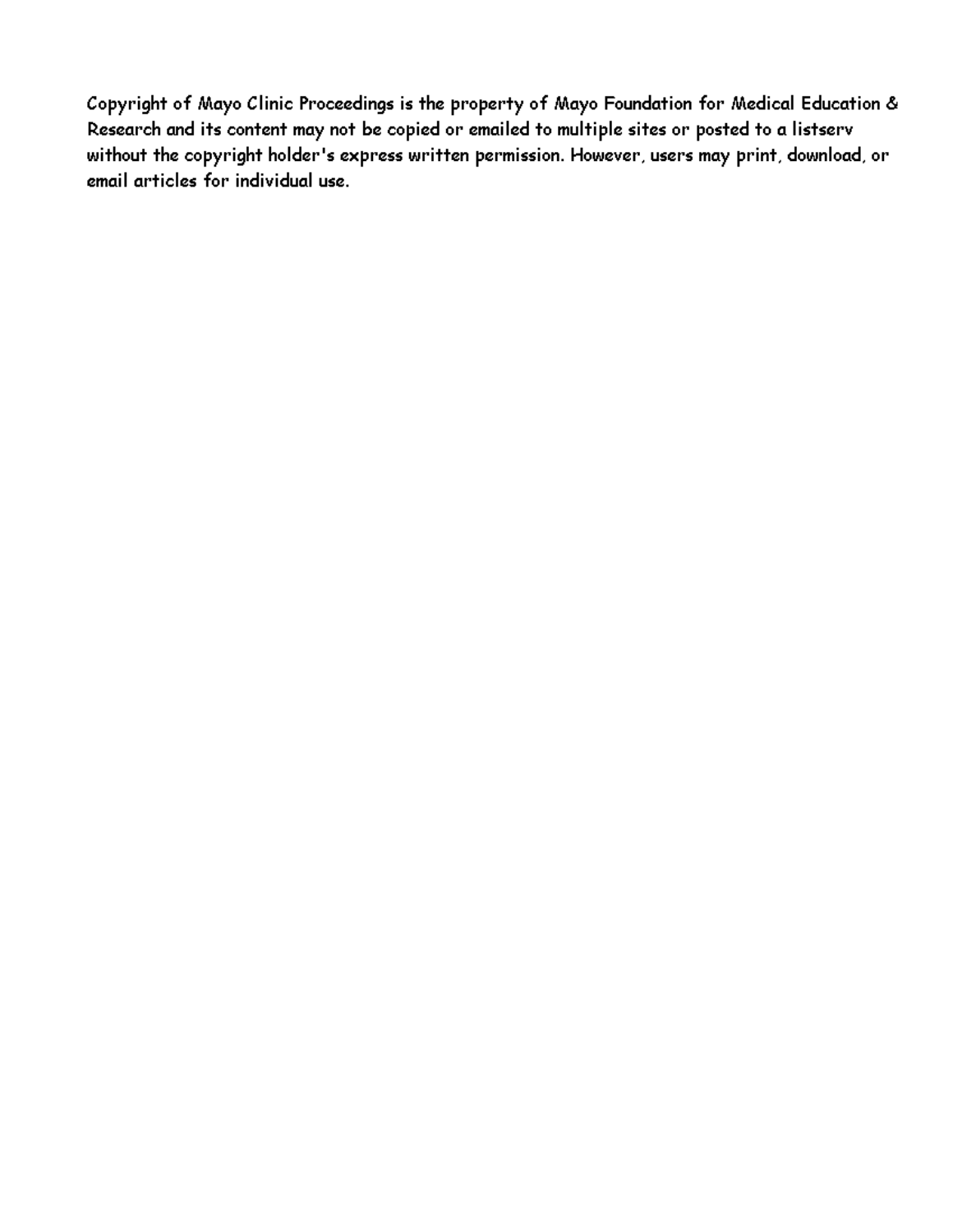Copyright of Mayo Clinic Proceedings is the property of Mayo Foundation for Medical Education & Research and its content may not be copied or emailed to multiple sites or posted to a listserv without the copyright holder's express written permission. However, users may print, download, or email articles for individual use.